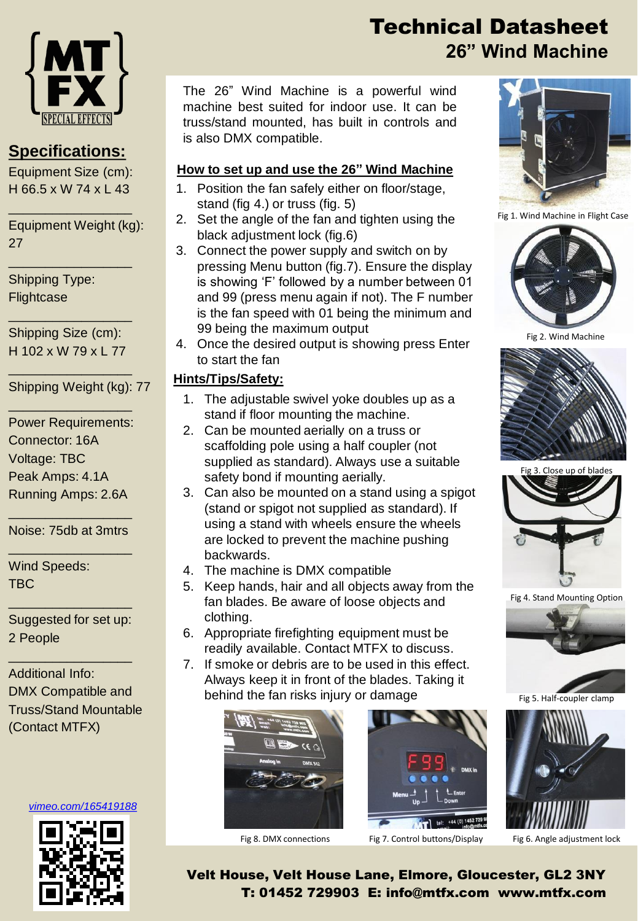# Technical Datasheet
## 26" Wind Machine

## Specifications:

Equipment Size (cm):
H 66.5 x W 74 x L 43

Equipment Weight (kg):
27

Shipping Type:
Flightcase

Shipping Size (cm):
H 102 x W 79 x L 77

Shipping Weight (kg): 77

Power Requirements:
Connector: 16A
Voltage: TBC
Peak Amps: 4.1A
Running Amps: 2.6A

Noise: 75db at 3mtrs

Wind Speeds:
TBC

Suggested for set up:
2 People

Additional Info:
DMX Compatible and Truss/Stand Mountable (Contact MTFX)

vimeo.com/165419188

The 26" Wind Machine is a powerful wind machine best suited for indoor use. It can be truss/stand mounted, has built in controls and is also DMX compatible.

### How to set up and use the 26" Wind Machine

1. Position the fan safely either on floor/stage, stand (fig 4.) or truss (fig. 5)
2. Set the angle of the fan and tighten using the black adjustment lock (fig.6)
3. Connect the power supply and switch on by pressing Menu button (fig.7). Ensure the display is showing 'F' followed by a number between 01 and 99 (press menu again if not). The F number is the fan speed with 01 being the minimum and 99 being the maximum output
4. Once the desired output is showing press Enter to start the fan

### Hints/Tips/Safety:

1. The adjustable swivel yoke doubles up as a stand if floor mounting the machine.
2. Can be mounted aerially on a truss or scaffolding pole using a half coupler (not supplied as standard). Always use a suitable safety bond if mounting aerially.
3. Can also be mounted on a stand using a spigot (stand or spigot not supplied as standard). If using a stand with wheels ensure the wheels are locked to prevent the machine pushing backwards.
4. The machine is DMX compatible
5. Keep hands, hair and all objects away from the fan blades. Be aware of loose objects and clothing.
6. Appropriate firefighting equipment must be readily available. Contact MTFX to discuss.
7. If smoke or debris are to be used in this effect. Always keep it in front of the blades. Taking it behind the fan risks injury or damage

Fig 1. Wind Machine in Flight Case

Fig 2. Wind Machine

Fig 3. Close up of blades

Fig 4. Stand Mounting Option

Fig 5. Half-coupler clamp

Fig 8. DMX connections

Fig 7. Control buttons/Display

Fig 6. Angle adjustment lock

**Velt House, Velt House Lane, Elmore, Gloucester, GL2 3NY**
**T: 01452 729903 E: info@mtfx.com www.mtfx.com**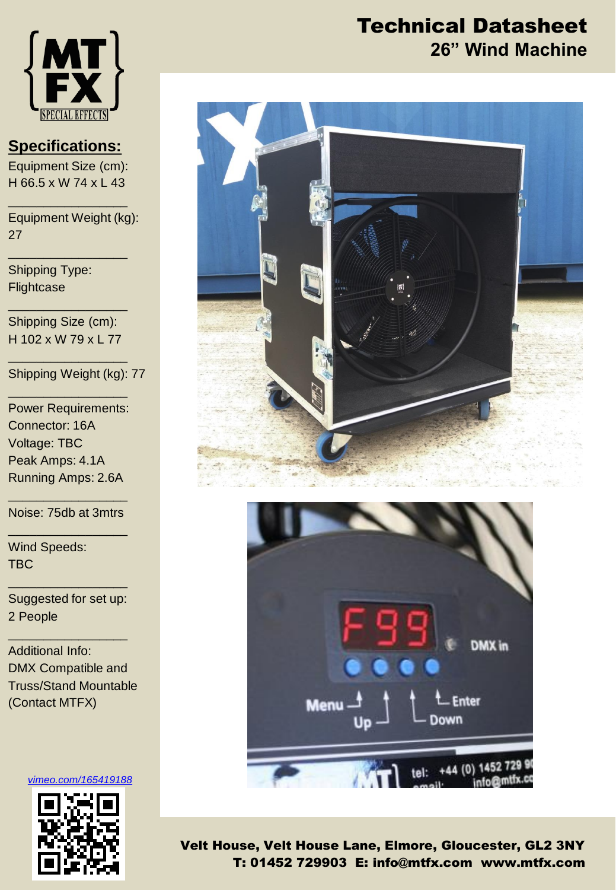# Technical Datasheet

## 26” Wind Machine

## Specifications:

Equipment Size (cm):
H 66.5 x W 74 x L 43

Equipment Weight (kg):
27

Shipping Type:
Flightcase

Shipping Size (cm):
H 102 x W 79 x L 77

Shipping Weight (kg): 77

Power Requirements:
Connector: 16A
Voltage: TBC
Peak Amps: 4.1A
Running Amps: 2.6A

Noise: 75db at 3mtrs

Wind Speeds:
TBC

Suggested for set up:
2 People

Additional Info:
DMX Compatible and
Truss/Stand Mountable
(Contact MTFX)

*vimeo.com/165419188*

**Velt House, Velt House Lane, Elmore, Gloucester, GL2 3NY**
**T: 01452 729903 E: info@mtfx.com www.mtfx.com**